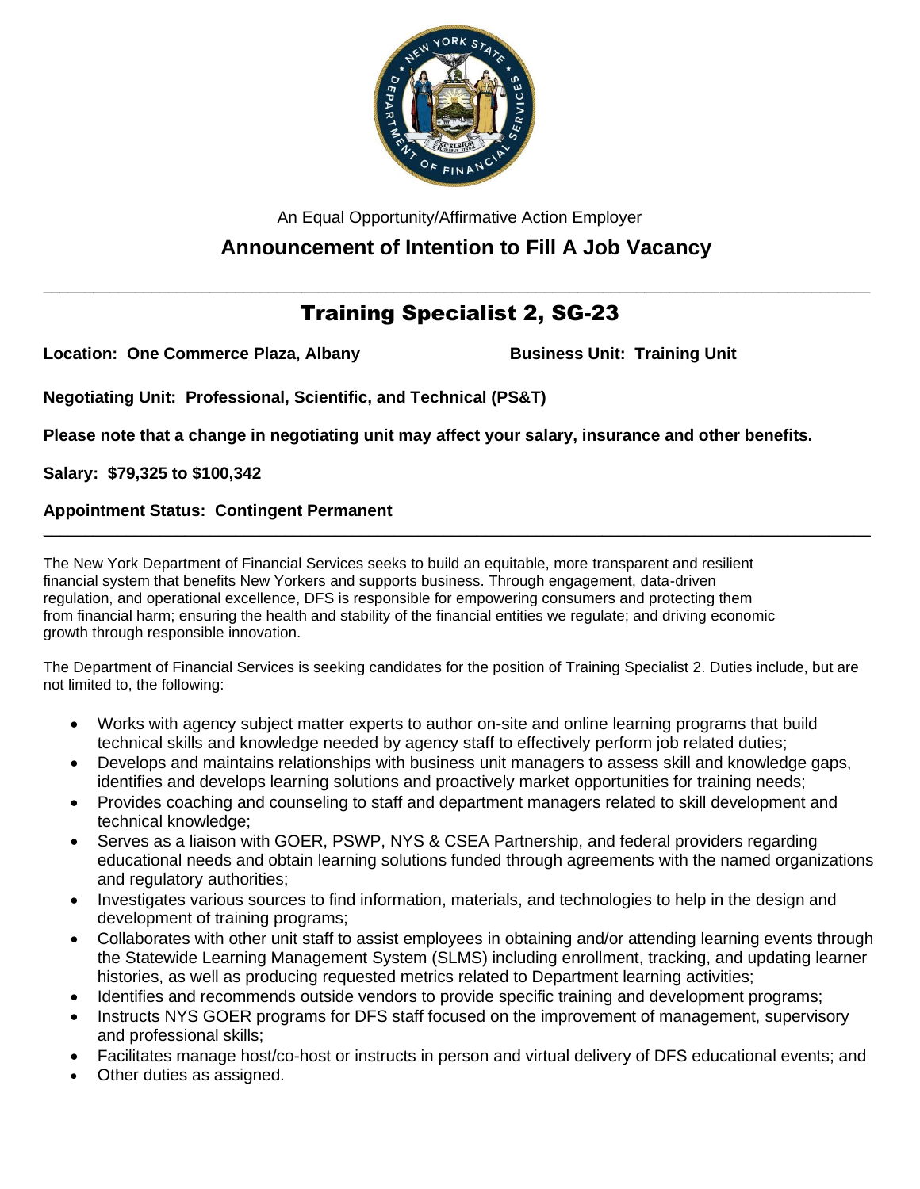An Equal Opportunity/Affirmative Action Employer

# Announcement of Intention to Fill A Job Vacancy

## Training Specialist 2, SG-23

**Location: One Commerce Plaza, Albany**

**Business Unit: Training Unit**

**Negotiating Unit: Professional, Scientific, and Technical (PS&T)**

**Please note that a change in negotiating unit may affect your salary, insurance and other benefits.**

**Salary: $79,325 to $100,342**

**Appointment Status: Contingent Permanent**

---

The New York Department of Financial Services seeks to build an equitable, more transparent and resilient financial system that benefits New Yorkers and supports business. Through engagement, data-driven regulation, and operational excellence, DFS is responsible for empowering consumers and protecting them from financial harm; ensuring the health and stability of the financial entities we regulate; and driving economic growth through responsible innovation.

The Department of Financial Services is seeking candidates for the position of Training Specialist 2. Duties include, but are not limited to, the following:

- Works with agency subject matter experts to author on-site and online learning programs that build technical skills and knowledge needed by agency staff to effectively perform job related duties;
- Develops and maintains relationships with business unit managers to assess skill and knowledge gaps, identifies and develops learning solutions and proactively market opportunities for training needs;
- Provides coaching and counseling to staff and department managers related to skill development and technical knowledge;
- Serves as a liaison with GOER, PSWP, NYS & CSEA Partnership, and federal providers regarding educational needs and obtain learning solutions funded through agreements with the named organizations and regulatory authorities;
- Investigates various sources to find information, materials, and technologies to help in the design and development of training programs;
- Collaborates with other unit staff to assist employees in obtaining and/or attending learning events through the Statewide Learning Management System (SLMS) including enrollment, tracking, and updating learner histories, as well as producing requested metrics related to Department learning activities;
- Identifies and recommends outside vendors to provide specific training and development programs;
- Instructs NYS GOER programs for DFS staff focused on the improvement of management, supervisory and professional skills;
- Facilitates manage host/co-host or instructs in person and virtual delivery of DFS educational events; and
- Other duties as assigned.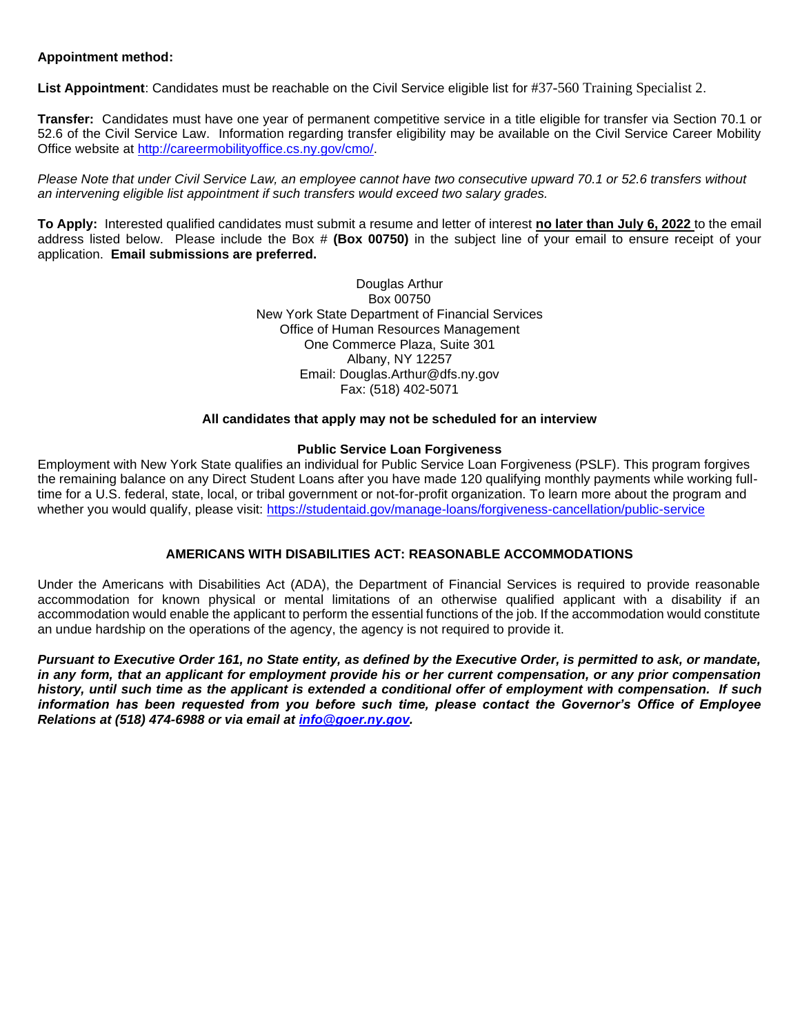**Appointment method:**

**List Appointment**: Candidates must be reachable on the Civil Service eligible list for #37-560 Training Specialist 2.

**Transfer:** Candidates must have one year of permanent competitive service in a title eligible for transfer via Section 70.1 or 52.6 of the Civil Service Law. Information regarding transfer eligibility may be available on the Civil Service Career Mobility Office website at http://careermobilityoffice.cs.ny.gov/cmo/.

*Please Note that under Civil Service Law, an employee cannot have two consecutive upward 70.1 or 52.6 transfers without an intervening eligible list appointment if such transfers would exceed two salary grades.*

**To Apply:** Interested qualified candidates must submit a resume and letter of interest **no later than July 6, 2022** to the email address listed below. Please include the Box # **(Box 00750)** in the subject line of your email to ensure receipt of your application. **Email submissions are preferred.**

Douglas Arthur
Box 00750
New York State Department of Financial Services
Office of Human Resources Management
One Commerce Plaza, Suite 301
Albany, NY 12257
Email: Douglas.Arthur@dfs.ny.gov
Fax: (518) 402-5071

**All candidates that apply may not be scheduled for an interview**

**Public Service Loan Forgiveness**

Employment with New York State qualifies an individual for Public Service Loan Forgiveness (PSLF). This program forgives the remaining balance on any Direct Student Loans after you have made 120 qualifying monthly payments while working full-time for a U.S. federal, state, local, or tribal government or not-for-profit organization. To learn more about the program and whether you would qualify, please visit: https://studentaid.gov/manage-loans/forgiveness-cancellation/public-service

**AMERICANS WITH DISABILITIES ACT: REASONABLE ACCOMMODATIONS**

Under the Americans with Disabilities Act (ADA), the Department of Financial Services is required to provide reasonable accommodation for known physical or mental limitations of an otherwise qualified applicant with a disability if an accommodation would enable the applicant to perform the essential functions of the job. If the accommodation would constitute an undue hardship on the operations of the agency, the agency is not required to provide it.

***Pursuant to Executive Order 161, no State entity, as defined by the Executive Order, is permitted to ask, or mandate, in any form, that an applicant for employment provide his or her current compensation, or any prior compensation history, until such time as the applicant is extended a conditional offer of employment with compensation. If such information has been requested from you before such time, please contact the Governor's Office of Employee Relations at (518) 474-6988 or via email at info@goer.ny.gov.***